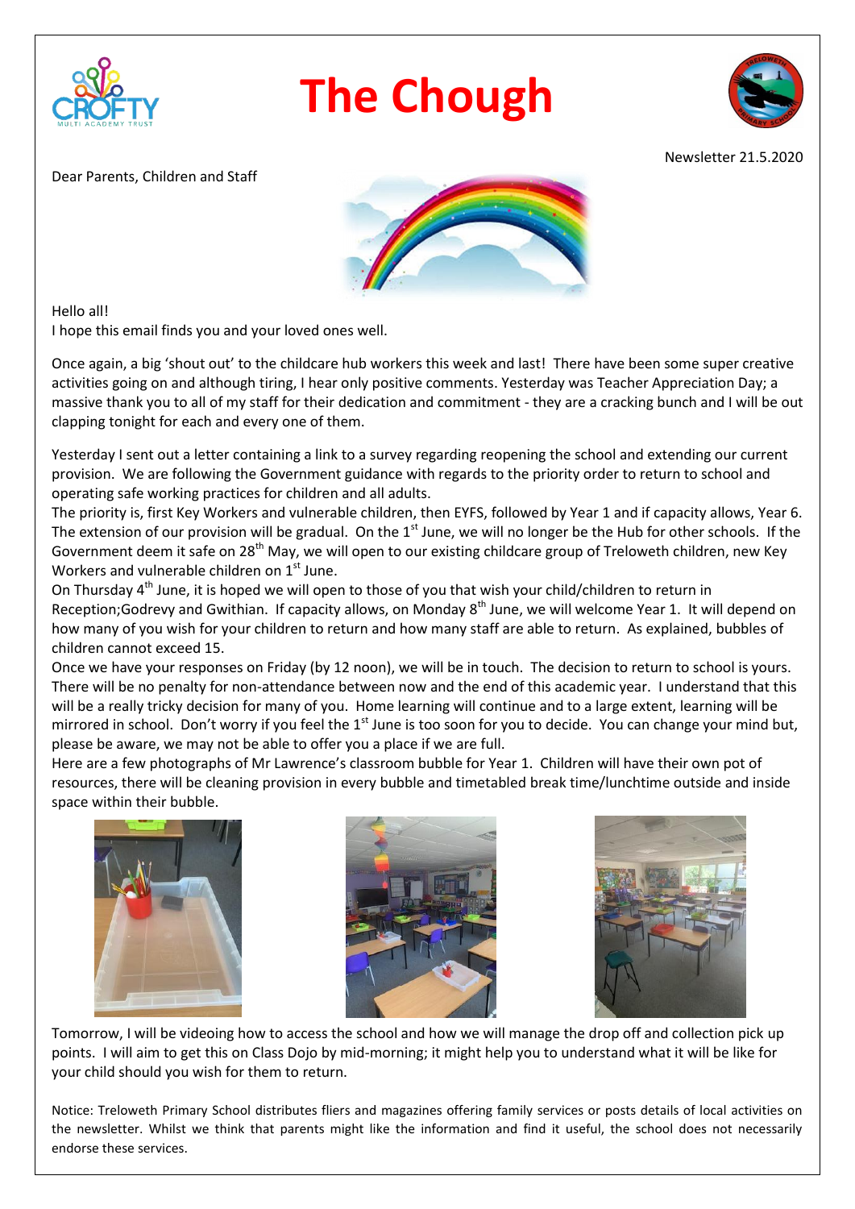# The Chough

Newsletter 21.5.2020

Dear Parents, Children and Staff

Hello all!
I hope this email finds you and your loved ones well.

Once again, a big 'shout out' to the childcare hub workers this week and last! There have been some super creative activities going on and although tiring, I hear only positive comments. Yesterday was Teacher Appreciation Day; a massive thank you to all of my staff for their dedication and commitment - they are a cracking bunch and I will be out clapping tonight for each and every one of them.

Yesterday I sent out a letter containing a link to a survey regarding reopening the school and extending our current provision. We are following the Government guidance with regards to the priority order to return to school and operating safe working practices for children and all adults.

The priority is, first Key Workers and vulnerable children, then EYFS, followed by Year 1 and if capacity allows, Year 6. The extension of our provision will be gradual. On the 1st June, we will no longer be the Hub for other schools. If the Government deem it safe on 28th May, we will open to our existing childcare group of Treloweth children, new Key Workers and vulnerable children on 1st June.

On Thursday 4th June, it is hoped we will open to those of you that wish your child/children to return in Reception;Godrevy and Gwithian. If capacity allows, on Monday 8th June, we will welcome Year 1. It will depend on how many of you wish for your children to return and how many staff are able to return. As explained, bubbles of children cannot exceed 15.

Once we have your responses on Friday (by 12 noon), we will be in touch. The decision to return to school is yours. There will be no penalty for non-attendance between now and the end of this academic year. I understand that this will be a really tricky decision for many of you. Home learning will continue and to a large extent, learning will be mirrored in school. Don't worry if you feel the 1st June is too soon for you to decide. You can change your mind but, please be aware, we may not be able to offer you a place if we are full.

Here are a few photographs of Mr Lawrence's classroom bubble for Year 1. Children will have their own pot of resources, there will be cleaning provision in every bubble and timetabled break time/lunchtime outside and inside space within their bubble.

Tomorrow, I will be videoing how to access the school and how we will manage the drop off and collection pick up points. I will aim to get this on Class Dojo by mid-morning; it might help you to understand what it will be like for your child should you wish for them to return.

Notice: Treloweth Primary School distributes fliers and magazines offering family services or posts details of local activities on the newsletter. Whilst we think that parents might like the information and find it useful, the school does not necessarily endorse these services.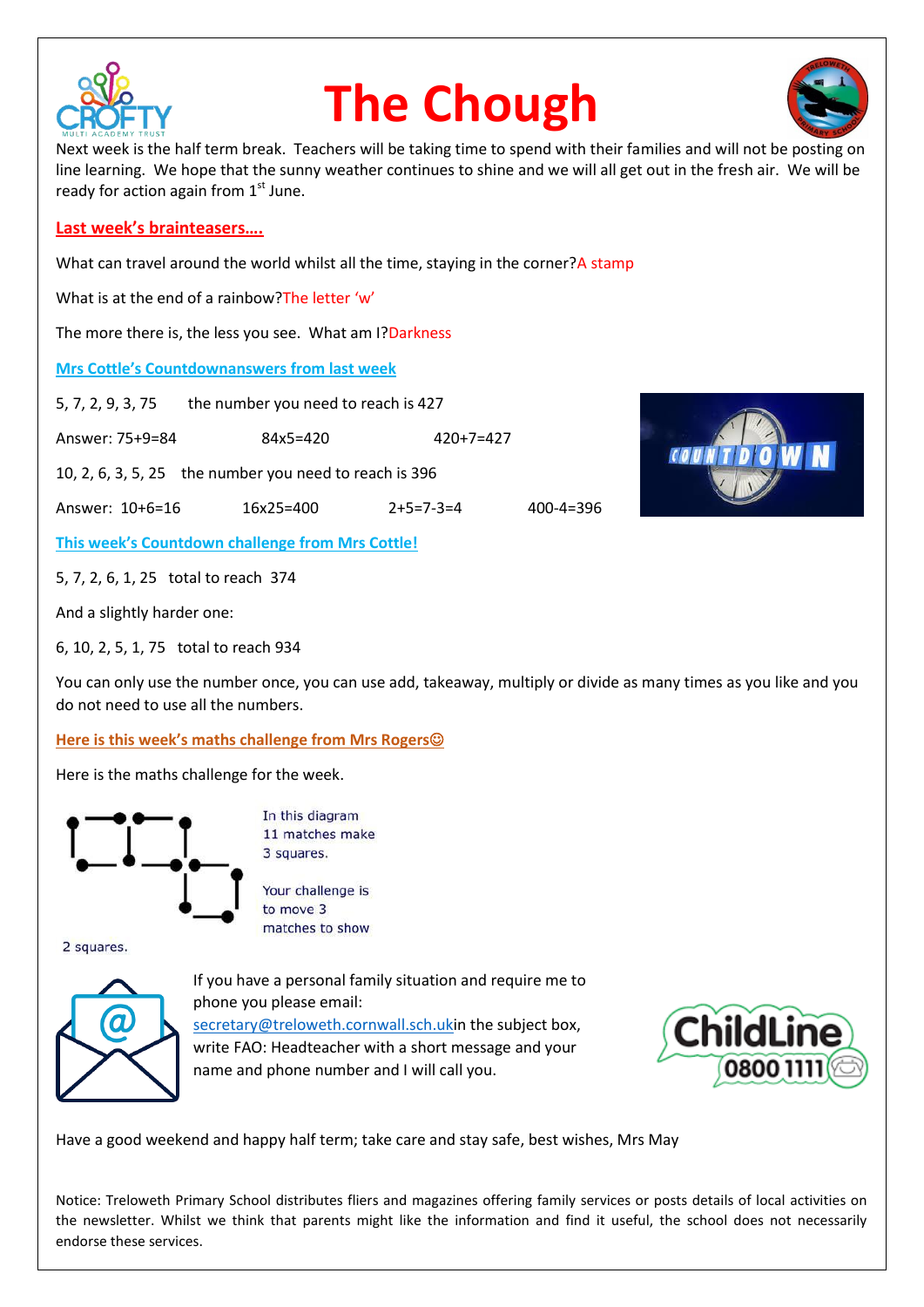# The Chough

Next week is the half term break. Teachers will be taking time to spend with their families and will not be posting on line learning. We hope that the sunny weather continues to shine and we will all get out in the fresh air. We will be ready for action again from 1st June.

## Last week's brainteasers….

What can travel around the world whilst all the time, staying in the corner? A stamp

What is at the end of a rainbow? The letter 'w'

The more there is, the less you see. What am I? Darkness

## Mrs Cottle's Countdownanswers from last week

5, 7, 2, 9, 3, 75 the number you need to reach is 427

Answer: 75+9=84 84x5=420 420+7=427

10, 2, 6, 3, 5, 25 the number you need to reach is 396

Answer: 10+6=16 16x25=400 2+5=7-3=4 400-4=396

## This week's Countdown challenge from Mrs Cottle!

5, 7, 2, 6, 1, 25 total to reach 374

And a slightly harder one:

6, 10, 2, 5, 1, 75 total to reach 934

You can only use the number once, you can use add, takeaway, multiply or divide as many times as you like and you do not need to use all the numbers.

## Here is this week's maths challenge from Mrs Rogers☺

Here is the maths challenge for the week.

In this diagram 11 matches make 3 squares.

Your challenge is to move 3 matches to show 2 squares.

If you have a personal family situation and require me to phone you please email: secretary@treloweth.cornwall.sch.uk in the subject box, write FAO: Headteacher with a short message and your name and phone number and I will call you.

ChildLine 0800 1111

Have a good weekend and happy half term; take care and stay safe, best wishes, Mrs May

Notice: Treloweth Primary School distributes fliers and magazines offering family services or posts details of local activities on the newsletter. Whilst we think that parents might like the information and find it useful, the school does not necessarily endorse these services.